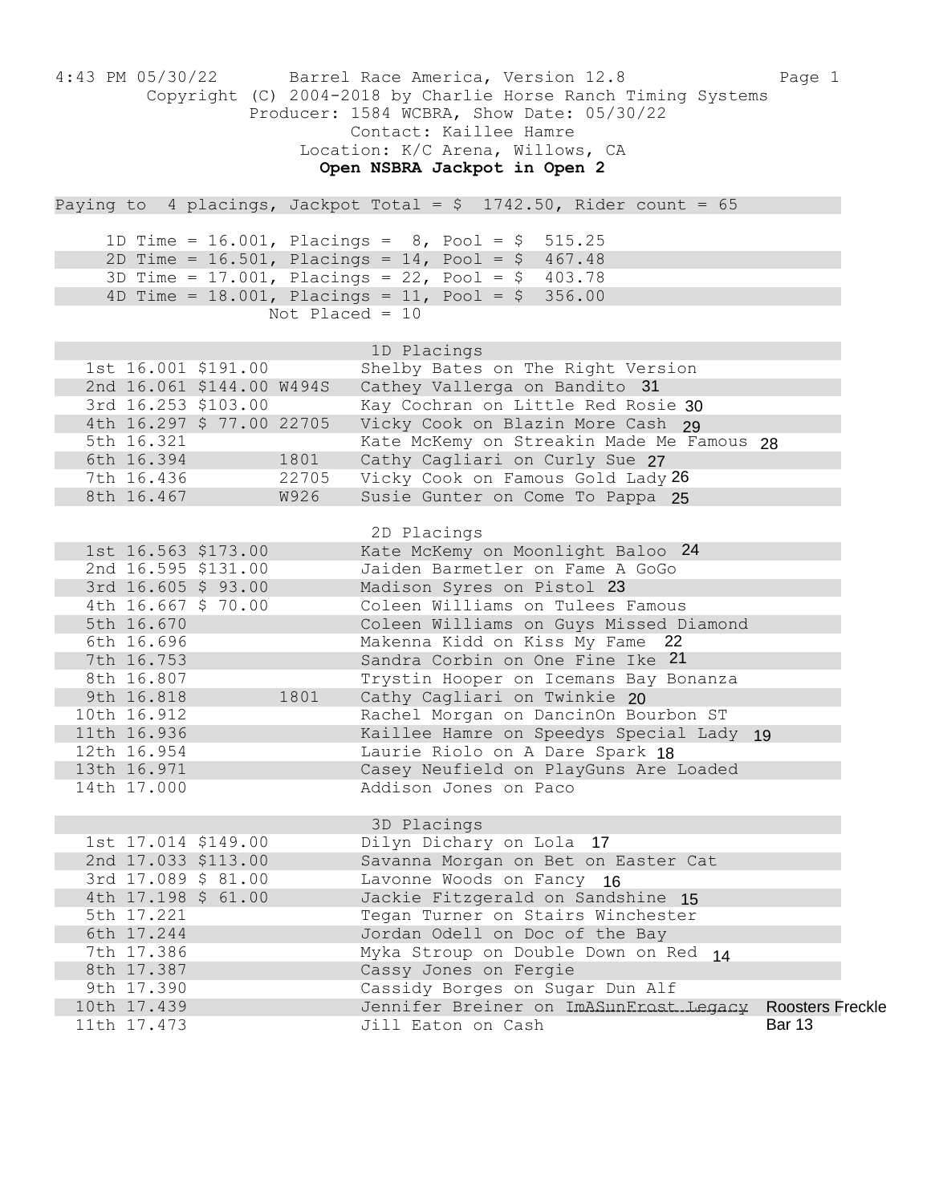4:43 PM 05/30/22 Barrel Race America, Version 12.8

Copyright (C) 2004-2018 by Charlie Horse Ranch Timing Systems

Producer: 1584 WCBRA, Show Date: 05/30/22

Contact: Kaillee Hamre

Location: K/C Arena, Willows, CA

**Open NSBRA Jackpot in Open 2**

Paying to 4 placings, Jackpot Total = $ 1742.50, Rider count = 65

1D Time = 16.001, Placings = 8, Pool = $ 515.25
2D Time = 16.501, Placings = 14, Pool = $ 467.48
3D Time = 17.001, Placings = 22, Pool = $ 403.78
4D Time = 18.001, Placings = 11, Pool = $ 356.00
Not Placed = 10

### 1D Placings

| Place | Time | Payout | Code | Rider / Horse |
|---|---|---|---|---|
| 1st | 16.001 | $191.00 | | Shelby Bates on The Right Version |
| 2nd | 16.061 | $144.00 | W494S | Cathey Vallerga on Bandito 31 |
| 3rd | 16.253 | $103.00 | | Kay Cochran on Little Red Rosie 30 |
| 4th | 16.297 | $ 77.00 | 22705 | Vicky Cook on Blazin More Cash 29 |
| 5th | 16.321 | | | Kate McKemy on Streakin Made Me Famous 28 |
| 6th | 16.394 | | 1801 | Cathy Cagliari on Curly Sue 27 |
| 7th | 16.436 | | 22705 | Vicky Cook on Famous Gold Lady 26 |
| 8th | 16.467 | | W926 | Susie Gunter on Come To Pappa 25 |

### 2D Placings

| Place | Time | Payout | Code | Rider / Horse |
|---|---|---|---|---|
| 1st | 16.563 | $173.00 | | Kate McKemy on Moonlight Baloo 24 |
| 2nd | 16.595 | $131.00 | | Jaiden Barmetler on Fame A GoGo |
| 3rd | 16.605 | $ 93.00 | | Madison Syres on Pistol 23 |
| 4th | 16.667 | $ 70.00 | | Coleen Williams on Tulees Famous |
| 5th | 16.670 | | | Coleen Williams on Guys Missed Diamond |
| 6th | 16.696 | | | Makenna Kidd on Kiss My Fame 22 |
| 7th | 16.753 | | | Sandra Corbin on One Fine Ike 21 |
| 8th | 16.807 | | | Trystin Hooper on Icemans Bay Bonanza |
| 9th | 16.818 | | 1801 | Cathy Cagliari on Twinkie 20 |
| 10th | 16.912 | | | Rachel Morgan on DancinOn Bourbon ST |
| 11th | 16.936 | | | Kaillee Hamre on Speedys Special Lady 19 |
| 12th | 16.954 | | | Laurie Riolo on A Dare Spark 18 |
| 13th | 16.971 | | | Casey Neufield on PlayGuns Are Loaded |
| 14th | 17.000 | | | Addison Jones on Paco |

### 3D Placings

| Place | Time | Payout | Code | Rider / Horse |
|---|---|---|---|---|
| 1st | 17.014 | $149.00 | | Dilyn Dichary on Lola 17 |
| 2nd | 17.033 | $113.00 | | Savanna Morgan on Bet on Easter Cat |
| 3rd | 17.089 | $ 81.00 | | Lavonne Woods on Fancy 16 |
| 4th | 17.198 | $ 61.00 | | Jackie Fitzgerald on Sandshine 15 |
| 5th | 17.221 | | | Tegan Turner on Stairs Winchester |
| 6th | 17.244 | | | Jordan Odell on Doc of the Bay |
| 7th | 17.386 | | | Myka Stroup on Double Down on Red 14 |
| 8th | 17.387 | | | Cassy Jones on Fergie |
| 9th | 17.390 | | | Cassidy Borges on Sugar Dun Alf |
| 10th | 17.439 | | | Jennifer Breiner on ~~ImASunFrost Legacy~~ Roosters Freckle Bar 13 |
| 11th | 17.473 | | | Jill Eaton on Cash |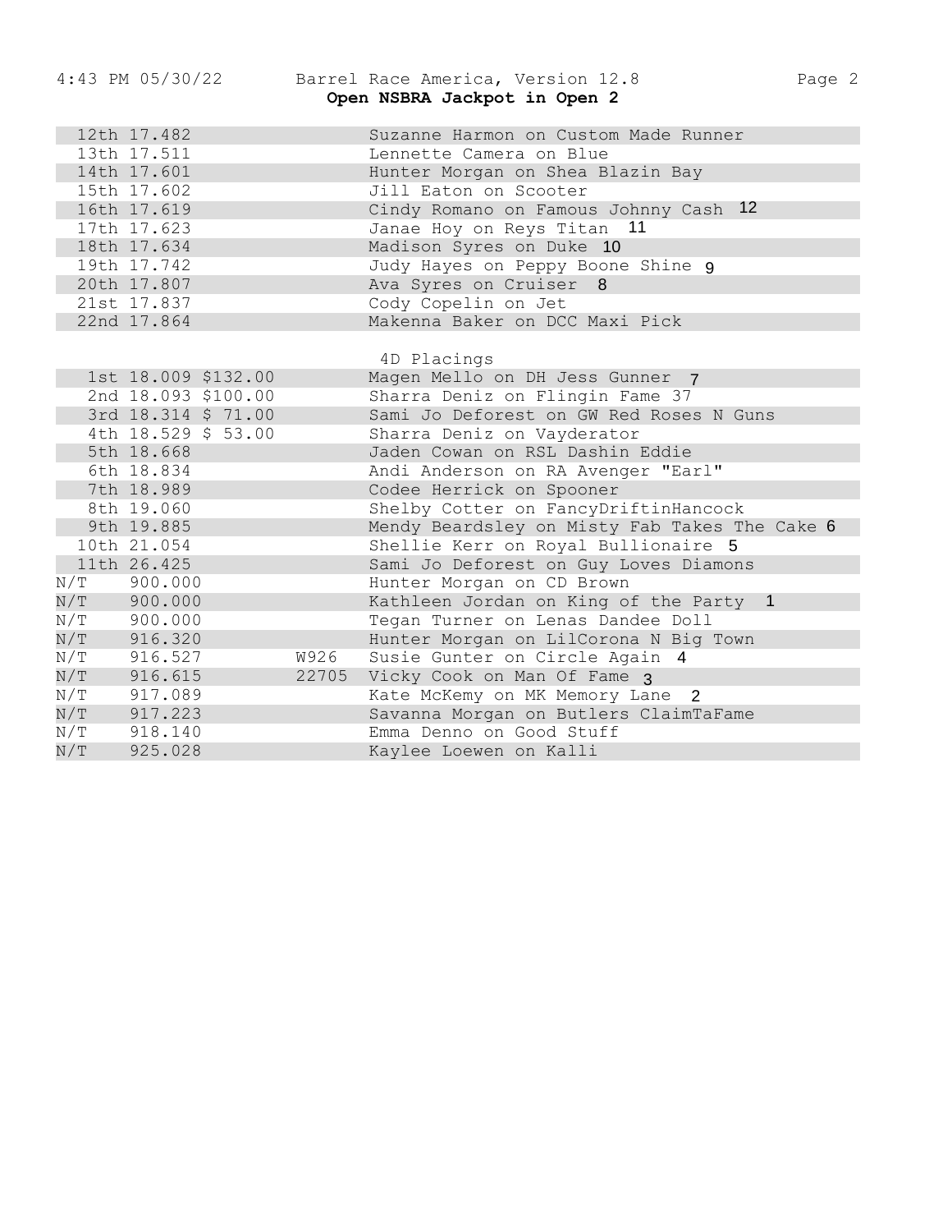## Barrel Race America, Version 12.8
**Open NSBRA Jackpot in Open 2**

| | | | |
|---|---|---|---|
| 12th | 17.482 | | Suzanne Harmon on Custom Made Runner |
| 13th | 17.511 | | Lennette Camera on Blue |
| 14th | 17.601 | | Hunter Morgan on Shea Blazin Bay |
| 15th | 17.602 | | Jill Eaton on Scooter |
| 16th | 17.619 | | Cindy Romano on Famous Johnny Cash 12 |
| 17th | 17.623 | | Janae Hoy on Reys Titan 11 |
| 18th | 17.634 | | Madison Syres on Duke 10 |
| 19th | 17.742 | | Judy Hayes on Peppy Boone Shine 9 |
| 20th | 17.807 | | Ava Syres on Cruiser 8 |
| 21st | 17.837 | | Cody Copelin on Jet |
| 22nd | 17.864 | | Makenna Baker on DCC Maxi Pick |

4D Placings

| | | | | |
|---|---|---|---|---|
| 1st | 18.009 | $132.00 | | Magen Mello on DH Jess Gunner 7 |
| 2nd | 18.093 | $100.00 | | Sharra Deniz on Flingin Fame 37 |
| 3rd | 18.314 | $ 71.00 | | Sami Jo Deforest on GW Red Roses N Guns |
| 4th | 18.529 | $ 53.00 | | Sharra Deniz on Vayderator |
| 5th | 18.668 | | | Jaden Cowan on RSL Dashin Eddie |
| 6th | 18.834 | | | Andi Anderson on RA Avenger "Earl" |
| 7th | 18.989 | | | Codee Herrick on Spooner |
| 8th | 19.060 | | | Shelby Cotter on FancyDriftinHancock |
| 9th | 19.885 | | | Mendy Beardsley on Misty Fab Takes The Cake 6 |
| 10th | 21.054 | | | Shellie Kerr on Royal Bullionaire 5 |
| 11th | 26.425 | | | Sami Jo Deforest on Guy Loves Diamons |
| N/T | 900.000 | | | Hunter Morgan on CD Brown |
| N/T | 900.000 | | | Kathleen Jordan on King of the Party 1 |
| N/T | 900.000 | | | Tegan Turner on Lenas Dandee Doll |
| N/T | 916.320 | | | Hunter Morgan on LilCorona N Big Town |
| N/T | 916.527 | | W926 | Susie Gunter on Circle Again 4 |
| N/T | 916.615 | | 22705 | Vicky Cook on Man Of Fame 3 |
| N/T | 917.089 | | | Kate McKemy on MK Memory Lane 2 |
| N/T | 917.223 | | | Savanna Morgan on Butlers ClaimTaFame |
| N/T | 918.140 | | | Emma Denno on Good Stuff |
| N/T | 925.028 | | | Kaylee Loewen on Kalli |